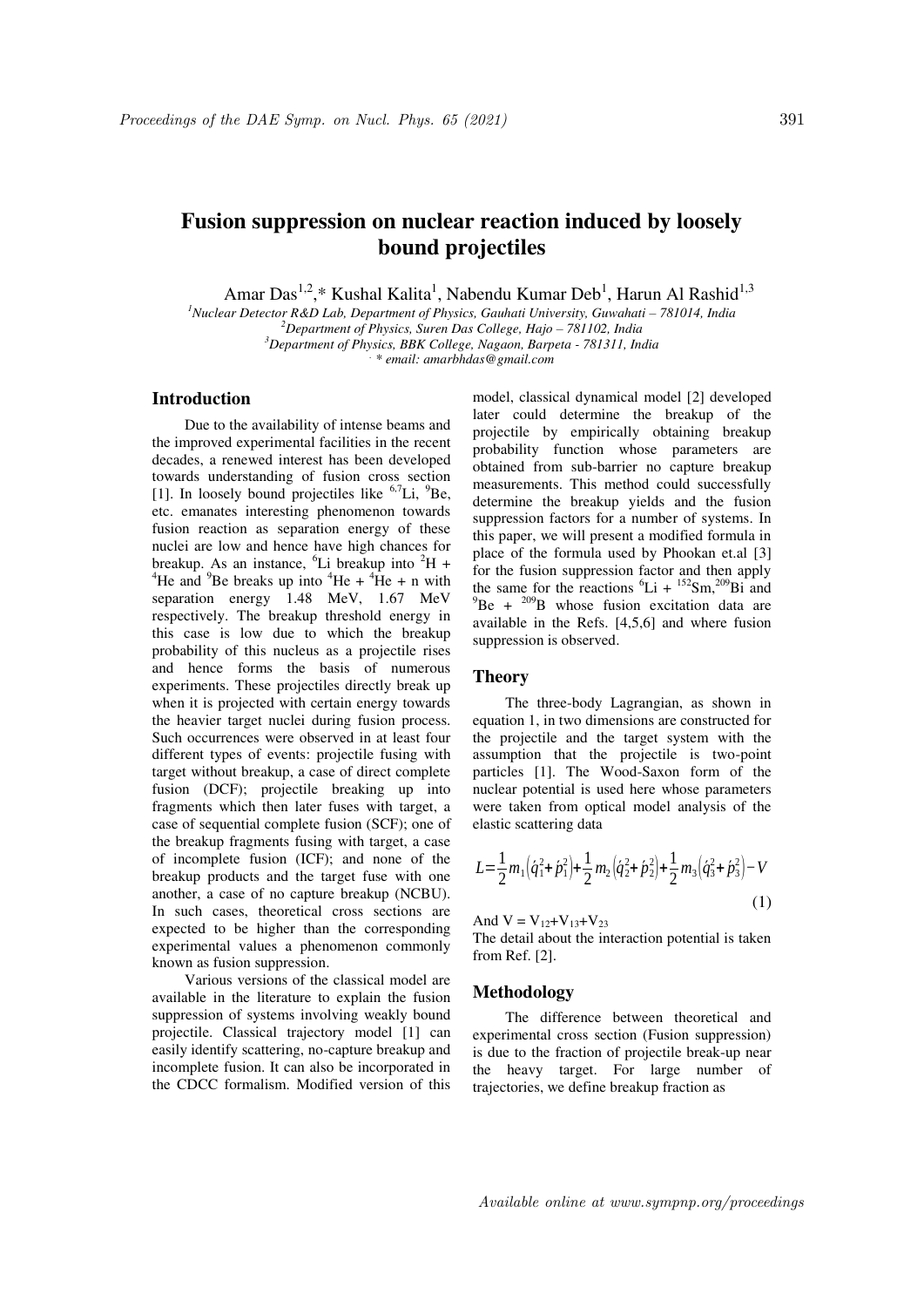# Fusion suppression on nuclear reaction induced by loosely bound projectiles

Amar Das[1,2,]* Kushal Kalita[1], Nabendu Kumar Deb[1], Harun Al Rashid[1,3]

[1]*Nuclear Detector R&D Lab, Department of Physics, Gauhati University, Guwahati – 781014, India*
[2]*Department of Physics, Suren Das College, Hajo – 781102, India*
[3]*Department of Physics, BBK College, Nagaon, Barpeta - 781311, India*
*\* email: amarbhdas@gmail.com*

## Introduction

Due to the availability of intense beams and the improved experimental facilities in the recent decades, a renewed interest has been developed towards understanding of fusion cross section [1]. In loosely bound projectiles like $^{6,7}$Li, $^{9}$Be, etc. emanates interesting phenomenon towards fusion reaction as separation energy of these nuclei are low and hence have high chances for breakup. As an instance, $^{6}$Li breakup into $^{2}$H + $^{4}$He and $^{9}$Be breaks up into $^{4}$He + $^{4}$He + n with separation energy 1.48 MeV, 1.67 MeV respectively. The breakup threshold energy in this case is low due to which the breakup probability of this nucleus as a projectile rises and hence forms the basis of numerous experiments. These projectiles directly break up when it is projected with certain energy towards the heavier target nuclei during fusion process. Such occurrences were observed in at least four different types of events: projectile fusing with target without breakup, a case of direct complete fusion (DCF); projectile breaking up into fragments which then later fuses with target, a case of sequential complete fusion (SCF); one of the breakup fragments fusing with target, a case of incomplete fusion (ICF); and none of the breakup products and the target fuse with one another, a case of no capture breakup (NCBU). In such cases, theoretical cross sections are expected to be higher than the corresponding experimental values a phenomenon commonly known as fusion suppression.

Various versions of the classical model are available in the literature to explain the fusion suppression of systems involving weakly bound projectile. Classical trajectory model [1] can easily identify scattering, no-capture breakup and incomplete fusion. It can also be incorporated in the CDCC formalism. Modified version of this model, classical dynamical model [2] developed later could determine the breakup of the projectile by empirically obtaining breakup probability function whose parameters are obtained from sub-barrier no capture breakup measurements. This method could successfully determine the breakup yields and the fusion suppression factors for a number of systems. In this paper, we will present a modified formula in place of the formula used by Phookan et.al [3] for the fusion suppression factor and then apply the same for the reactions $^{6}$Li + $^{152}$Sm, $^{209}$Bi and $^{9}$Be + $^{209}$B whose fusion excitation data are available in the Refs. [4,5,6] and where fusion suppression is observed.

## Theory

The three-body Lagrangian, as shown in equation 1, in two dimensions are constructed for the projectile and the target system with the assumption that the projectile is two-point particles [1]. The Wood-Saxon form of the nuclear potential is used here whose parameters were taken from optical model analysis of the elastic scattering data

$$L=\frac{1}{2}m_1\left(\dot{q}_1^2+\dot{p}_1^2\right)+\frac{1}{2}m_2\left(\dot{q}_2^2+\dot{p}_2^2\right)+\frac{1}{2}m_3\left(\dot{q}_3^2+\dot{p}_3^2\right)-V \tag{1}$$

And $V = V_{12}+V_{13}+V_{23}$

The detail about the interaction potential is taken from Ref. [2].

## Methodology

The difference between theoretical and experimental cross section (Fusion suppression) is due to the fraction of projectile break-up near the heavy target. For large number of trajectories, we define breakup fraction as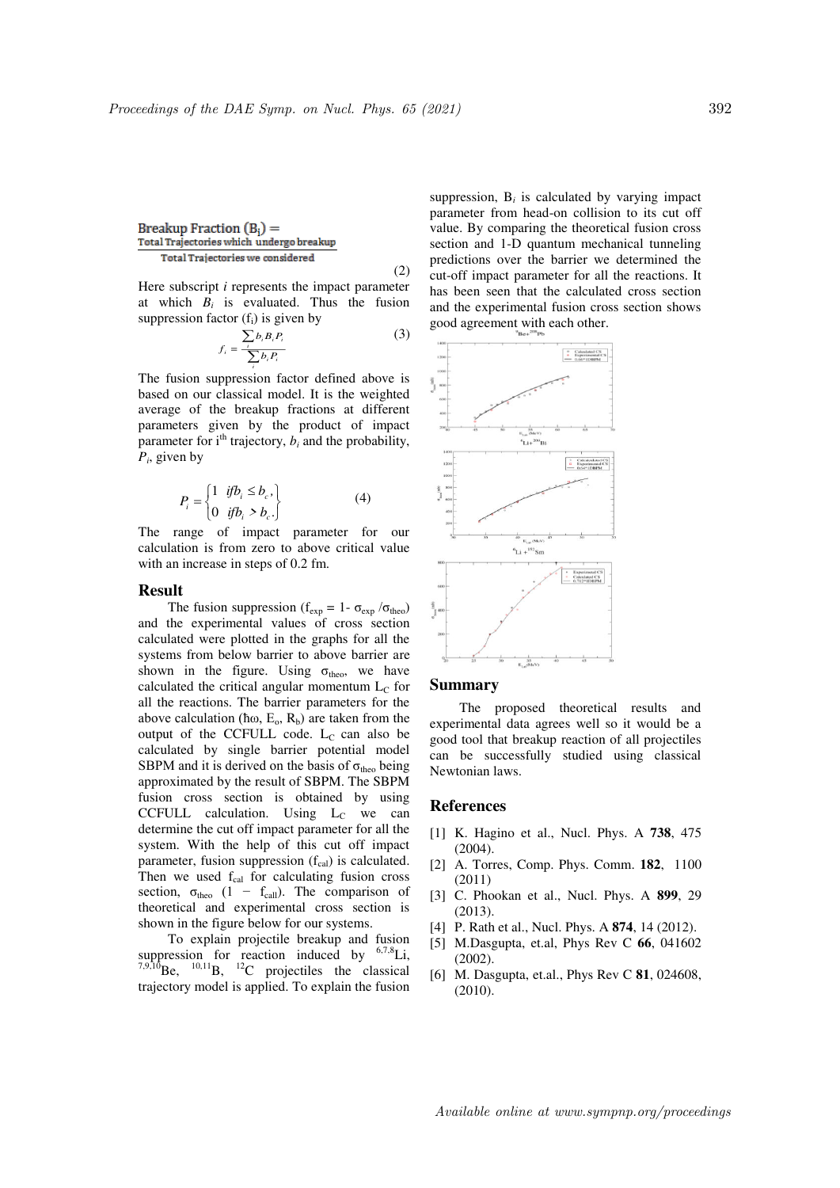$$\text{Breakup Fraction } (B_i) = \frac{\text{Total Trajectories which undergo breakup}}{\text{Total Trajectories we considered}} \quad (2)$$

Here subscript $i$ represents the impact parameter at which $B_i$ is evaluated. Thus the fusion suppression factor ($f_i$) is given by

$$f_i = \frac{\sum_i b_i B_i P_i}{\sum_i b_i P_i} \quad (3)$$

The fusion suppression factor defined above is based on our classical model. It is the weighted average of the breakup fractions at different parameters given by the product of impact parameter for i$^{th}$ trajectory, $b_i$ and the probability, $P_i$, given by

$$P_i = \begin{cases} 1 & if b_i \le b_c, \\ 0 & if b_i > b_c. \end{cases} \quad (4)$$

The range of impact parameter for our calculation is from zero to above critical value with an increase in steps of 0.2 fm.

## Result

The fusion suppression ($f_{exp} = 1 - \sigma_{exp}/\sigma_{theo}$) and the experimental values of cross section calculated were plotted in the graphs for all the systems from below barrier to above barrier are shown in the figure. Using $\sigma_{theo}$, we have calculated the critical angular momentum $L_C$ for all the reactions. The barrier parameters for the above calculation ($\hbar\omega$, $E_o$, $R_b$) are taken from the output of the CCFULL code. $L_C$ can also be calculated by single barrier potential model SBPM and it is derived on the basis of $\sigma_{theo}$ being approximated by the result of SBPM. The SBPM fusion cross section is obtained by using CCFULL calculation. Using $L_C$ we can determine the cut off impact parameter for all the system. With the help of this cut off impact parameter, fusion suppression ($f_{cal}$) is calculated. Then we used $f_{cal}$ for calculating fusion cross section, $\sigma_{theo}$ ($1 - f_{call}$). The comparison of theoretical and experimental cross section is shown in the figure below for our systems.

To explain projectile breakup and fusion suppression for reaction induced by $^{6,7,8}$Li, $^{7,9,10}$Be, $^{10,11}$B, $^{12}$C projectiles the classical trajectory model is applied. To explain the fusion suppression, $B_i$ is calculated by varying impact parameter from head-on collision to its cut off value. By comparing the theoretical fusion cross section and 1-D quantum mechanical tunneling predictions over the barrier we determined the cut-off impact parameter for all the reactions. It has been seen that the calculated cross section and the experimental fusion cross section shows good agreement with each other.

$^{9}$Be+$^{208}$Pb

Calculated CS
Experimental CS
0.66*1DBPM

$E_{cm}$ (MeV)

$^{6}$Li+$^{209}$Bi

Calculated CS
Experimental CS
0.64*1DBPM

$E_{cm}$ (MeV)

$^{6}$Li+$^{152}$Sm

Experimental CS
Calculated CS
0.72*1DBPM

$E_{cm}$ (MeV)

## Summary

The proposed theoretical results and experimental data agrees well so it would be a good tool that breakup reaction of all projectiles can be successfully studied using classical Newtonian laws.

## References

[1] K. Hagino et al., Nucl. Phys. A **738**, 475 (2004).

[2] A. Torres, Comp. Phys. Comm. **182**, 1100 (2011)

[3] C. Phookan et al., Nucl. Phys. A **899**, 29 (2013).

[4] P. Rath et al., Nucl. Phys. A **874**, 14 (2012).

[5] M.Dasgupta, et.al, Phys Rev C **66**, 041602 (2002).

[6] M. Dasgupta, et.al., Phys Rev C **81**, 024608, (2010).